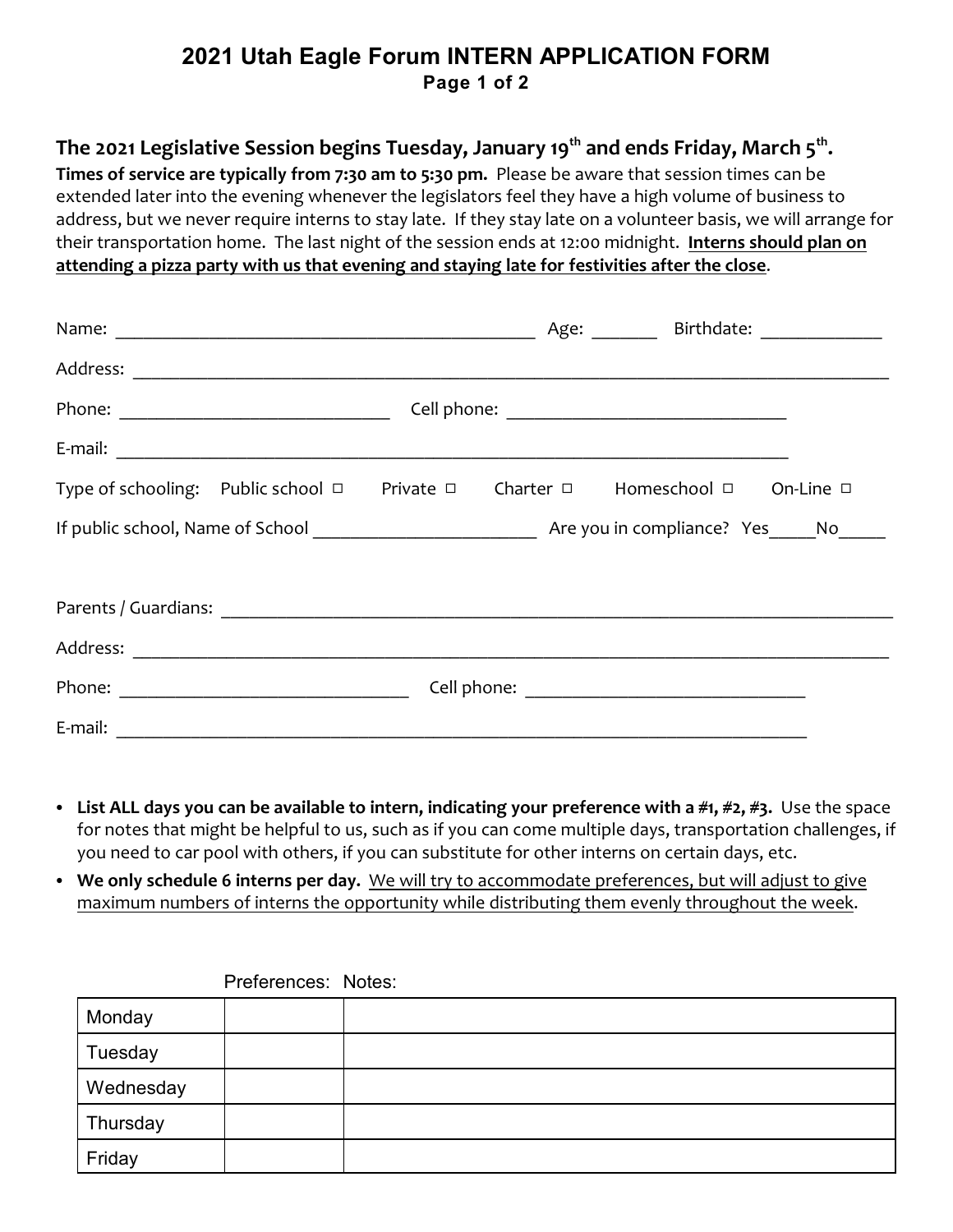# 2021 Utah Eagle Forum INTERN APPLICATION FORM

**Page 1 of 2**

## The 2021 Legislative Session begins Tuesday, January 19th and ends Friday, March 5th.

**Times of service are typically from 7:30 am to 5:30 pm.** Please be aware that session times can be extended later into the evening whenever the legislators feel they have a high volume of business to address, but we never require interns to stay late. If they stay late on a volunteer basis, we will arrange for their transportation home. The last night of the session ends at 12:00 midnight. **Interns should plan on attending a pizza party with us that evening and staying late for festivities after the close**.

Name: ______________________________________________ Age: _______ Birthdate: _____________

Address: ____________________________________________________________________________________

Phone: _____________________________ Cell phone: ______________________________

E-mail: ___________________________________________________________________________

Type of schooling: Public school ☐ Private ☐ Charter ☐ Homeschool ☐ On-Line ☐

If public school, Name of School ________________________ Are you in compliance? Yes_____No_____

Parents / Guardians: ___________________________________________________________________________

Address: ____________________________________________________________________________________

Phone: _______________________________ Cell phone: ______________________________

E-mail: ___________________________________________________________________________

- **List ALL days you can be available to intern, indicating your preference with a #1, #2, #3.** Use the space for notes that might be helpful to us, such as if you can come multiple days, transportation challenges, if you need to car pool with others, if you can substitute for other interns on certain days, etc.
- **We only schedule 6 interns per day.** We will try to accommodate preferences, but will adjust to give maximum numbers of interns the opportunity while distributing them evenly throughout the week.

| | Preferences: | Notes: |
|---|---|---|
| Monday | | |
| Tuesday | | |
| Wednesday | | |
| Thursday | | |
| Friday | | |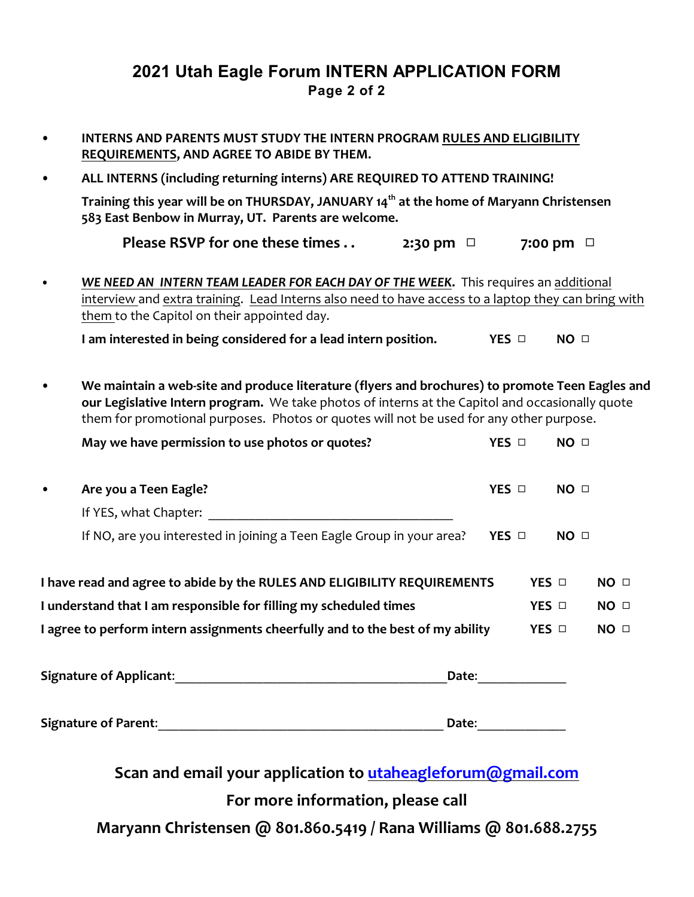# 2021 Utah Eagle Forum INTERN APPLICATION FORM

**Page 2 of 2**

- **INTERNS AND PARENTS MUST STUDY THE INTERN PROGRAM RULES AND ELIGIBILITY REQUIREMENTS, AND AGREE TO ABIDE BY THEM.**
- **ALL INTERNS (including returning interns) ARE REQUIRED TO ATTEND TRAINING!**

  **Training this year will be on THURSDAY, JANUARY 14th at the home of Maryann Christensen 583 East Benbow in Murray, UT. Parents are welcome.**

  **Please RSVP for one these times . .** **2:30 pm** ☐ **7:00 pm** ☐

- ***WE NEED AN INTERN TEAM LEADER FOR EACH DAY OF THE WEEK.*** This requires an additional interview and extra training. Lead Interns also need to have access to a laptop they can bring with them to the Capitol on their appointed day.

  **I am interested in being considered for a lead intern position.** **YES** ☐ **NO** ☐

- **We maintain a web-site and produce literature (flyers and brochures) to promote Teen Eagles and our Legislative Intern program.** We take photos of interns at the Capitol and occasionally quote them for promotional purposes. Photos or quotes will not be used for any other purpose.

  **May we have permission to use photos or quotes?** **YES** ☐ **NO** ☐

- **Are you a Teen Eagle?** **YES** ☐ **NO** ☐

  If YES, what Chapter: ____________________________________

  If NO, are you interested in joining a Teen Eagle Group in your area? **YES** ☐ **NO** ☐

**I have read and agree to abide by the RULES AND ELIGIBILITY REQUIREMENTS** **YES** ☐ **NO** ☐

**I understand that I am responsible for filling my scheduled times** **YES** ☐ **NO** ☐

**I agree to perform intern assignments cheerfully and to the best of my ability** **YES** ☐ **NO** ☐

**Signature of Applicant**:________________________________________ **Date**:_____________

**Signature of Parent**:___________________________________________ **Date**:_____________

**Scan and email your application to [utaheagleforum@gmail.com](mailto:utaheagleforum@gmail.com)**

**For more information, please call**

**Maryann Christensen @ 801.860.5419 / Rana Williams @ 801.688.2755**